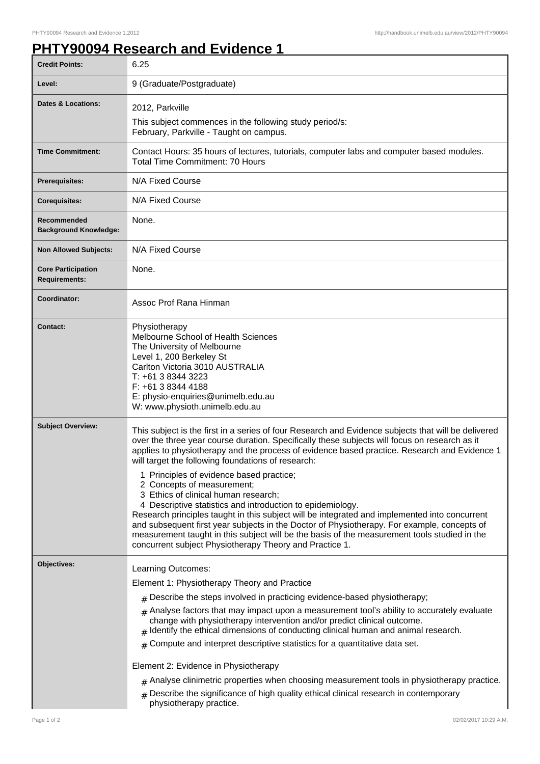# PHTY90094 Research and Evidence 1

| | |
|---|---|
| **Credit Points:** | 6.25 |
| **Level:** | 9 (Graduate/Postgraduate) |
| **Dates & Locations:** | 2012, Parkville<br>This subject commences in the following study period/s:<br>February, Parkville - Taught on campus. |
| **Time Commitment:** | Contact Hours: 35 hours of lectures, tutorials, computer labs and computer based modules.<br>Total Time Commitment: 70 Hours |
| **Prerequisites:** | N/A Fixed Course |
| **Corequisites:** | N/A Fixed Course |
| **Recommended Background Knowledge:** | None. |
| **Non Allowed Subjects:** | N/A Fixed Course |
| **Core Participation Requirements:** | None. |
| **Coordinator:** | Assoc Prof Rana Hinman |
| **Contact:** | Physiotherapy<br>Melbourne School of Health Sciences<br>The University of Melbourne<br>Level 1, 200 Berkeley St<br>Carlton Victoria 3010 AUSTRALIA<br>T: +61 3 8344 3223<br>F: +61 3 8344 4188<br>E: physio-enquiries@unimelb.edu.au<br>W: www.physioth.unimelb.edu.au |
| **Subject Overview:** | This subject is the first in a series of four Research and Evidence subjects that will be delivered over the three year course duration. Specifically these subjects will focus on research as it applies to physiotherapy and the process of evidence based practice. Research and Evidence 1 will target the following foundations of research:<br>1 Principles of evidence based practice;<br>2 Concepts of measurement;<br>3 Ethics of clinical human research;<br>4 Descriptive statistics and introduction to epidemiology.<br>Research principles taught in this subject will be integrated and implemented into concurrent and subsequent first year subjects in the Doctor of Physiotherapy. For example, concepts of measurement taught in this subject will be the basis of the measurement tools studied in the concurrent subject Physiotherapy Theory and Practice 1. |
| **Objectives:** | Learning Outcomes:<br>Element 1: Physiotherapy Theory and Practice<br># Describe the steps involved in practicing evidence-based physiotherapy;<br># Analyse factors that may impact upon a measurement tool's ability to accurately evaluate change with physiotherapy intervention and/or predict clinical outcome.<br># Identify the ethical dimensions of conducting clinical human and animal research.<br># Compute and interpret descriptive statistics for a quantitative data set.<br><br>Element 2: Evidence in Physiotherapy<br># Analyse clinimetric properties when choosing measurement tools in physiotherapy practice.<br># Describe the significance of high quality ethical clinical research in contemporary physiotherapy practice. |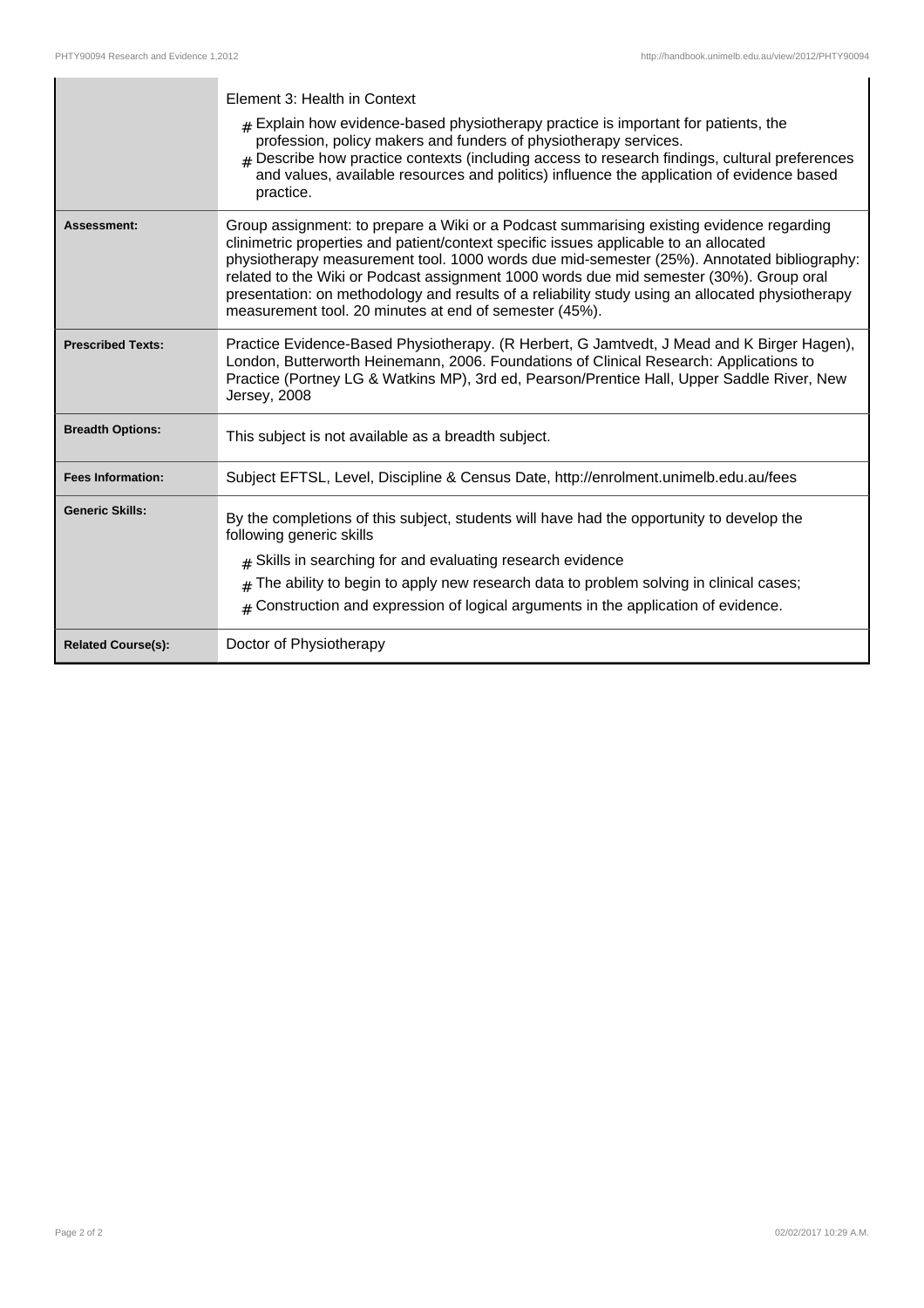| | |
|---|---|
| | Element 3: Health in Context<br># Explain how evidence-based physiotherapy practice is important for patients, the profession, policy makers and funders of physiotherapy services.<br># Describe how practice contexts (including access to research findings, cultural preferences and values, available resources and politics) influence the application of evidence based practice. |
| **Assessment:** | Group assignment: to prepare a Wiki or a Podcast summarising existing evidence regarding clinimetric properties and patient/context specific issues applicable to an allocated physiotherapy measurement tool. 1000 words due mid-semester (25%). Annotated bibliography: related to the Wiki or Podcast assignment 1000 words due mid semester (30%). Group oral presentation: on methodology and results of a reliability study using an allocated physiotherapy measurement tool. 20 minutes at end of semester (45%). |
| **Prescribed Texts:** | Practice Evidence-Based Physiotherapy. (R Herbert, G Jamtvedt, J Mead and K Birger Hagen), London, Butterworth Heinemann, 2006. Foundations of Clinical Research: Applications to Practice (Portney LG & Watkins MP), 3rd ed, Pearson/Prentice Hall, Upper Saddle River, New Jersey, 2008 |
| **Breadth Options:** | This subject is not available as a breadth subject. |
| **Fees Information:** | Subject EFTSL, Level, Discipline & Census Date, http://enrolment.unimelb.edu.au/fees |
| **Generic Skills:** | By the completions of this subject, students will have had the opportunity to develop the following generic skills<br># Skills in searching for and evaluating research evidence<br># The ability to begin to apply new research data to problem solving in clinical cases;<br># Construction and expression of logical arguments in the application of evidence. |
| **Related Course(s):** | Doctor of Physiotherapy |